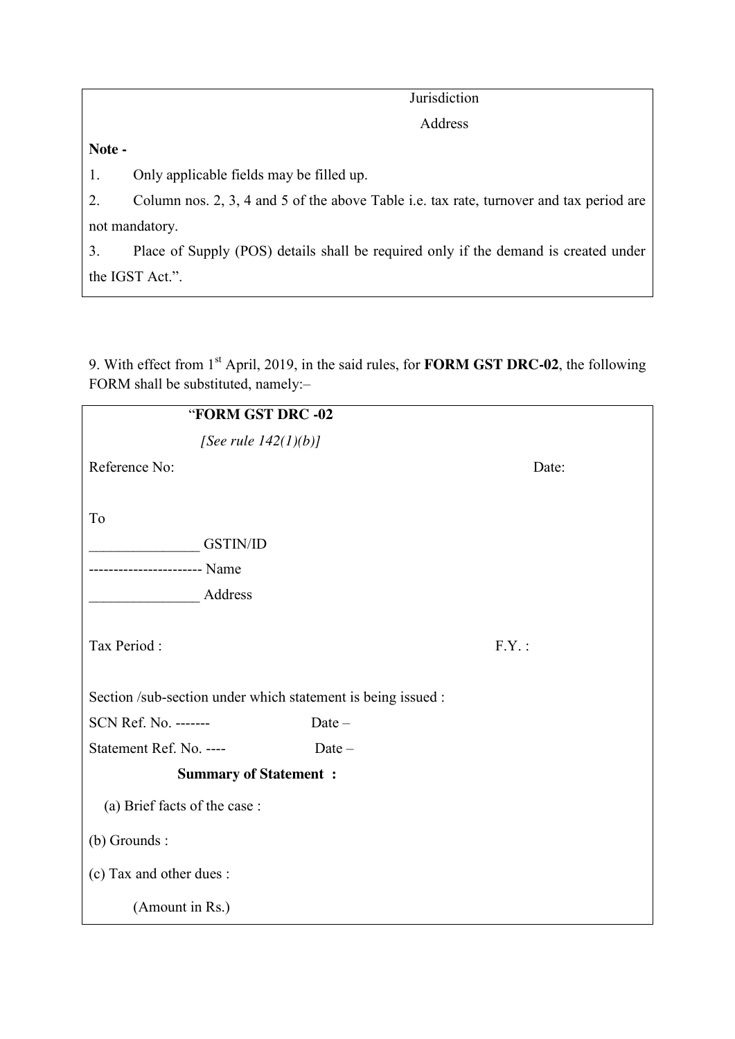Jurisdiction

Address

**Note -**

1. Only applicable fields may be filled up.
2. Column nos. 2, 3, 4 and 5 of the above Table i.e. tax rate, turnover and tax period are not mandatory.
3. Place of Supply (POS) details shall be required only if the demand is created under the IGST Act.".

9. With effect from 1st April, 2019, in the said rules, for **FORM GST DRC-02**, the following FORM shall be substituted, namely:–

"**FORM GST DRC -02**

*[See rule 142(1)(b)]*

Reference No: Date:

To

_______________ GSTIN/ID

----------------------- Name

_______________ Address

Tax Period : F.Y. :

Section /sub-section under which statement is being issued :

SCN Ref. No. ------- Date –

Statement Ref. No. ---- Date –

**Summary of Statement :**

(a) Brief facts of the case :

(b) Grounds :

(c) Tax and other dues :

(Amount in Rs.)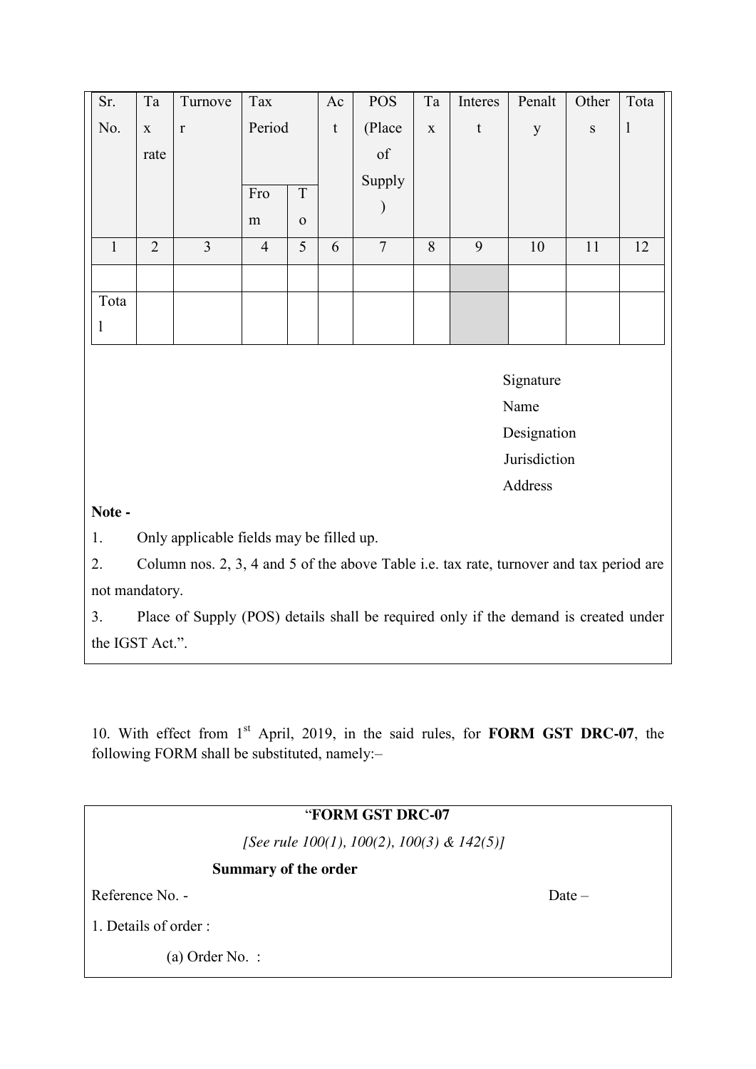| Sr. No. | Tax rate | Turnover | Tax Period | | Act | POS (Place of Supply) | Tax | Interest | Penalty | Others | Total |
|---|---|---|---|---|---|---|---|---|---|---|---|
| | | | From | To | | | | | | | |
| 1 | 2 | 3 | 4 | 5 | 6 | 7 | 8 | 9 | 10 | 11 | 12 |
| | | | | | | | | | | | |
| Total | | | | | | | | | | | |

Signature
Name
Designation
Jurisdiction
Address

**Note -**

1. Only applicable fields may be filled up.
2. Column nos. 2, 3, 4 and 5 of the above Table i.e. tax rate, turnover and tax period are not mandatory.
3. Place of Supply (POS) details shall be required only if the demand is created under the IGST Act.".

10. With effect from 1st April, 2019, in the said rules, for **FORM GST DRC-07**, the following FORM shall be substituted, namely:–

"**FORM GST DRC-07**

*[See rule 100(1), 100(2), 100(3) & 142(5)]*

**Summary of the order**

Reference No. - Date –

1. Details of order :

(a) Order No. :